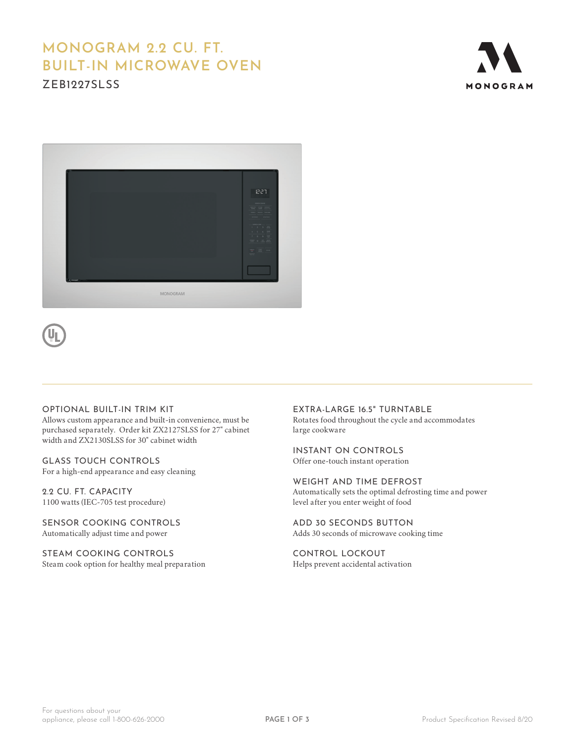# MONOGRAM 2.2 CU. FT. BUILT-IN MICROWAVE OVEN

ZEB1227SLSS

MONOGRAM

## OPTIONAL BUILT-IN TRIM KIT

Allows custom appearance and built-in convenience, must be purchased separately. Order kit ZX2127SLSS for 27" cabinet width and ZX2130SLSS for 30" cabinet width

## GLASS TOUCH CONTROLS

For a high-end appearance and easy cleaning

## 2.2 CU. FT. CAPACITY

1100 watts (IEC-705 test procedure)

## SENSOR COOKING CONTROLS

Automatically adjust time and power

## STEAM COOKING CONTROLS

Steam cook option for healthy meal preparation

## EXTRA-LARGE 16.5" TURNTABLE

Rotates food throughout the cycle and accommodates large cookware

## INSTANT ON CONTROLS

Offer one-touch instant operation

## WEIGHT AND TIME DEFROST

Automatically sets the optimal defrosting time and power level after you enter weight of food

## ADD 30 SECONDS BUTTON

Adds 30 seconds of microwave cooking time

## CONTROL LOCKOUT

Helps prevent accidental activation

For questions about your appliance, please call 1-800-626-2000

Product Specification Revised 8/20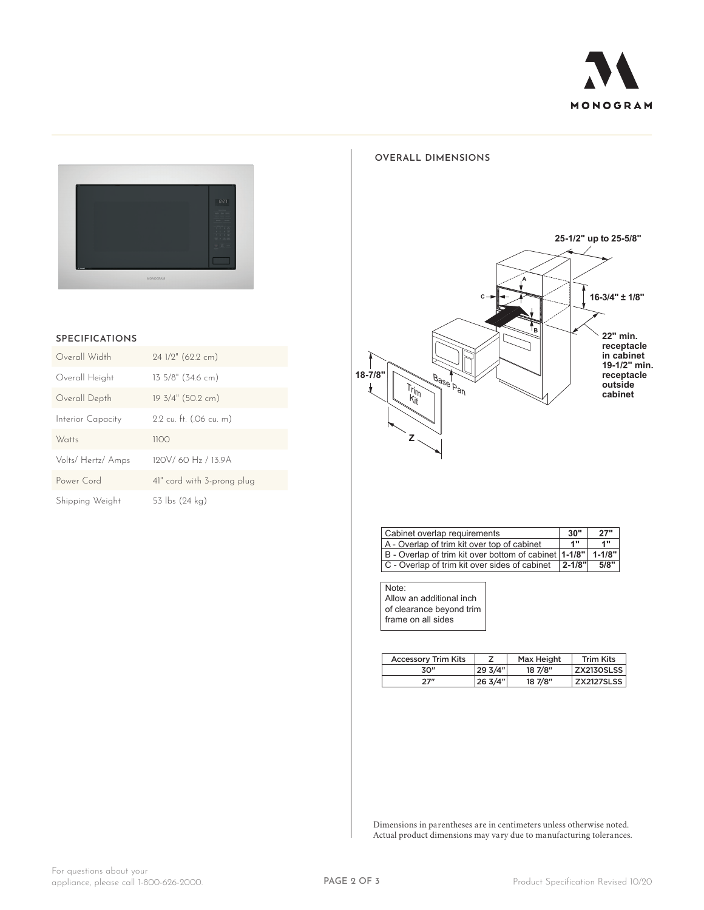## SPECIFICATIONS

| | |
|---|---|
| Overall Width | 24 1/2" (62.2 cm) |
| Overall Height | 13 5/8" (34.6 cm) |
| Overall Depth | 19 3/4" (50.2 cm) |
| Interior Capacity | 2.2 cu. ft. (.06 cu. m) |
| Watts | 1100 |
| Volts/ Hertz/ Amps | 120V/ 60 Hz / 13.9A |
| Power Cord | 41" cord with 3-prong plug |
| Shipping Weight | 53 lbs (24 kg) |

## OVERALL DIMENSIONS

25-1/2" up to 25-5/8"

16-3/4" ± 1/8"

22" min. receptacle in cabinet 19-1/2" min. receptacle outside cabinet

18-7/8"

Trim Kit

Base Pan

A B C Z

| Cabinet overlap requirements | 30" | 27" |
|---|---|---|
| A - Overlap of trim kit over top of cabinet | 1" | 1" |
| B - Overlap of trim kit over bottom of cabinet | 1-1/8" | 1-1/8" |
| C - Overlap of trim kit over sides of cabinet | 2-1/8" | 5/8" |

Note:
Allow an additional inch of clearance beyond trim frame on all sides

| Accessory Trim Kits | Z | Max Height | Trim Kits |
|---|---|---|---|
| 30" | 29 3/4" | 18 7/8" | ZX2130SLSS |
| 27" | 26 3/4" | 18 7/8" | ZX2127SLSS |

Dimensions in parentheses are in centimeters unless otherwise noted.
Actual product dimensions may vary due to manufacturing tolerances.

For questions about your appliance, please call 1-800-626-2000.

Product Specification Revised 10/20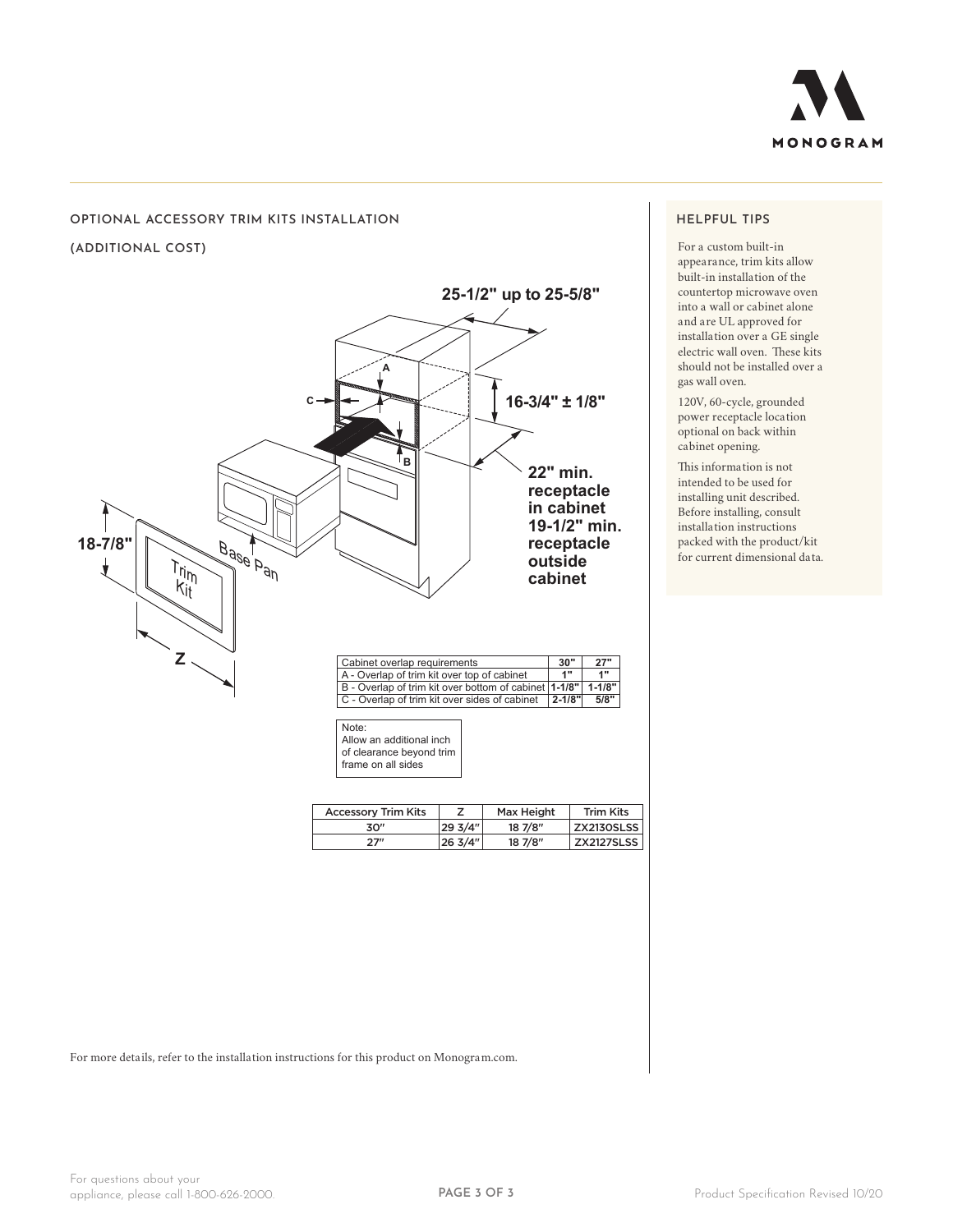## OPTIONAL ACCESSORY TRIM KITS INSTALLATION

## (ADDITIONAL COST)

25-1/2" up to 25-5/8"

A

C

16-3/4" ± 1/8"

B

22" min. receptacle in cabinet 19-1/2" min. receptacle outside cabinet

18-7/8"

Base Pan

Trim Kit

Z

| Cabinet overlap requirements | 30" | 27" |
|---|---|---|
| A - Overlap of trim kit over top of cabinet | 1" | 1" |
| B - Overlap of trim kit over bottom of cabinet | 1-1/8" | 1-1/8" |
| C - Overlap of trim kit over sides of cabinet | 2-1/8" | 5/8" |

Note:
Allow an additional inch of clearance beyond trim frame on all sides

| Accessory Trim Kits | Z | Max Height | Trim Kits |
|---|---|---|---|
| 30" | 29 3/4" | 18 7/8" | ZX2130SLSS |
| 27" | 26 3/4" | 18 7/8" | ZX2127SLSS |

## HELPFUL TIPS

For a custom built-in appearance, trim kits allow built-in installation of the countertop microwave oven into a wall or cabinet alone and are UL approved for installation over a GE single electric wall oven. These kits should not be installed over a gas wall oven.

120V, 60-cycle, grounded power receptacle location optional on back within cabinet opening.

This information is not intended to be used for installing unit described. Before installing, consult installation instructions packed with the product/kit for current dimensional data.

For more details, refer to the installation instructions for this product on Monogram.com.